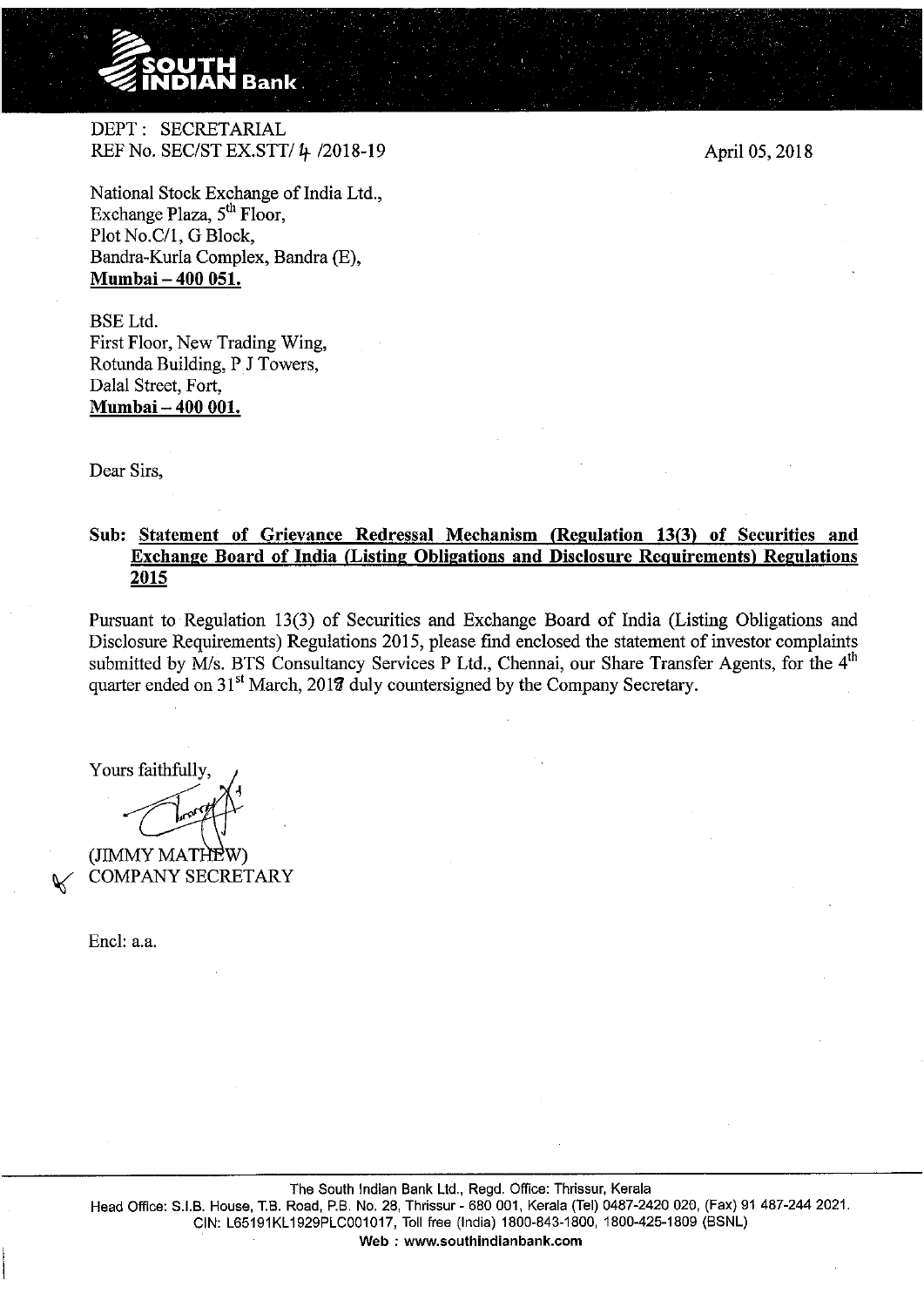DEPT : SECRETARIAL
REF No. SEC/ST EX.STT/ 4 /2018-19

April 05, 2018

National Stock Exchange of India Ltd.,
Exchange Plaza, 5th Floor,
Plot No.C/1, G Block,
Bandra-Kurla Complex, Bandra (E),
**Mumbai – 400 051.**

BSE Ltd.
First Floor, New Trading Wing,
Rotunda Building, P J Towers,
Dalal Street, Fort,
**Mumbai – 400 001.**

Dear Sirs,

**Sub: Statement of Grievance Redressal Mechanism (Regulation 13(3) of Securities and Exchange Board of India (Listing Obligations and Disclosure Requirements) Regulations 2015**

Pursuant to Regulation 13(3) of Securities and Exchange Board of India (Listing Obligations and Disclosure Requirements) Regulations 2015, please find enclosed the statement of investor complaints submitted by M/s. BTS Consultancy Services P Ltd., Chennai, our Share Transfer Agents, for the 4th quarter ended on 31st March, 2018 duly countersigned by the Company Secretary.

Yours faithfully,

(JIMMY MATHEW)
COMPANY SECRETARY

Encl: a.a.

The South Indian Bank Ltd., Regd. Office: Thrissur, Kerala
Head Office: S.I.B. House, T.B. Road, P.B. No. 28, Thrissur - 680 001, Kerala (Tel) 0487-2420 020, (Fax) 91 487-244 2021.
CIN: L65191KL1929PLC001017, Toll free (India) 1800-843-1800, 1800-425-1809 (BSNL)
Web : www.southindianbank.com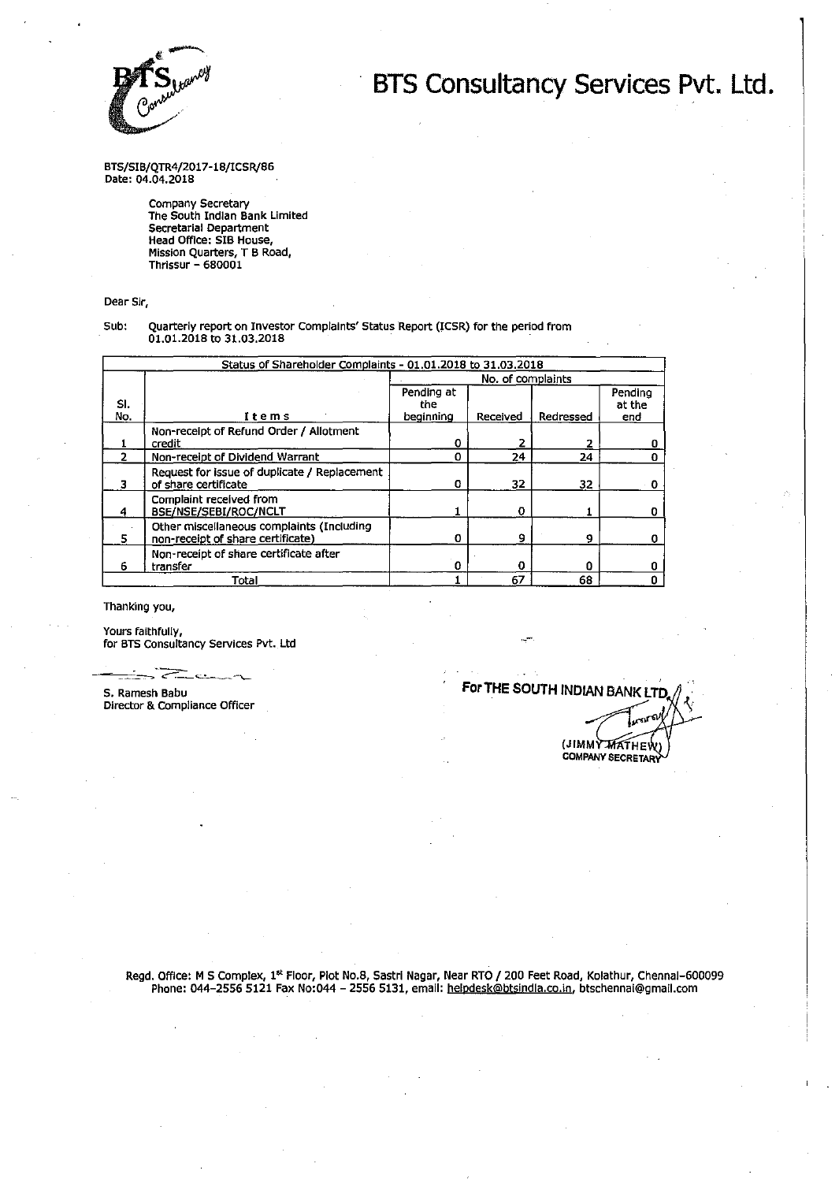# BTS Consultancy Services Pvt. Ltd.

BTS/SIB/QTR4/2017-18/ICSR/86
Date: 04.04.2018

Company Secretary
The South Indian Bank Limited
Secretarial Department
Head Office: SIB House,
Mission Quarters, T B Road,
Thrissur – 680001

Dear Sir,

Sub: Quarterly report on Investor Complaints' Status Report (ICSR) for the period from 01.01.2018 to 31.03.2018

| Status of Shareholder Complaints - 01.01.2018 to 31.03.2018 | | | | | |
|---|---|---|---|---|---|
| | | No. of complaints | | | |
| Sl. No. | Items | Pending at the beginning | Received | Redressed | Pending at the end |
| 1 | Non-receipt of Refund Order / Allotment credit | 0 | 2 | 2 | 0 |
| 2 | Non-receipt of Dividend Warrant | 0 | 24 | 24 | 0 |
| 3 | Request for issue of duplicate / Replacement of share certificate | 0 | 32 | 32 | 0 |
| 4 | Complaint received from BSE/NSE/SEBI/ROC/NCLT | 1 | 0 | 1 | 0 |
| 5 | Other miscellaneous complaints (Including non-receipt of share certificate) | 0 | 9 | 9 | 0 |
| 6 | Non-receipt of share certificate after transfer | 0 | 0 | 0 | 0 |
| | Total | 1 | 67 | 68 | 0 |

Thanking you,

Yours faithfully,
for BTS Consultancy Services Pvt. Ltd

S. Ramesh Babu
Director & Compliance Officer

For THE SOUTH INDIAN BANK LTD.

(JIMMY MATHEW)
COMPANY SECRETARY

Regd. Office: M S Complex, 1st Floor, Plot No.8, Sastri Nagar, Near RTO / 200 Feet Road, Kolathur, Chennai-600099
Phone: 044-2556 5121 Fax No:044 – 2556 5131, email: helpdesk@btsindia.co.in, btschennai@gmail.com